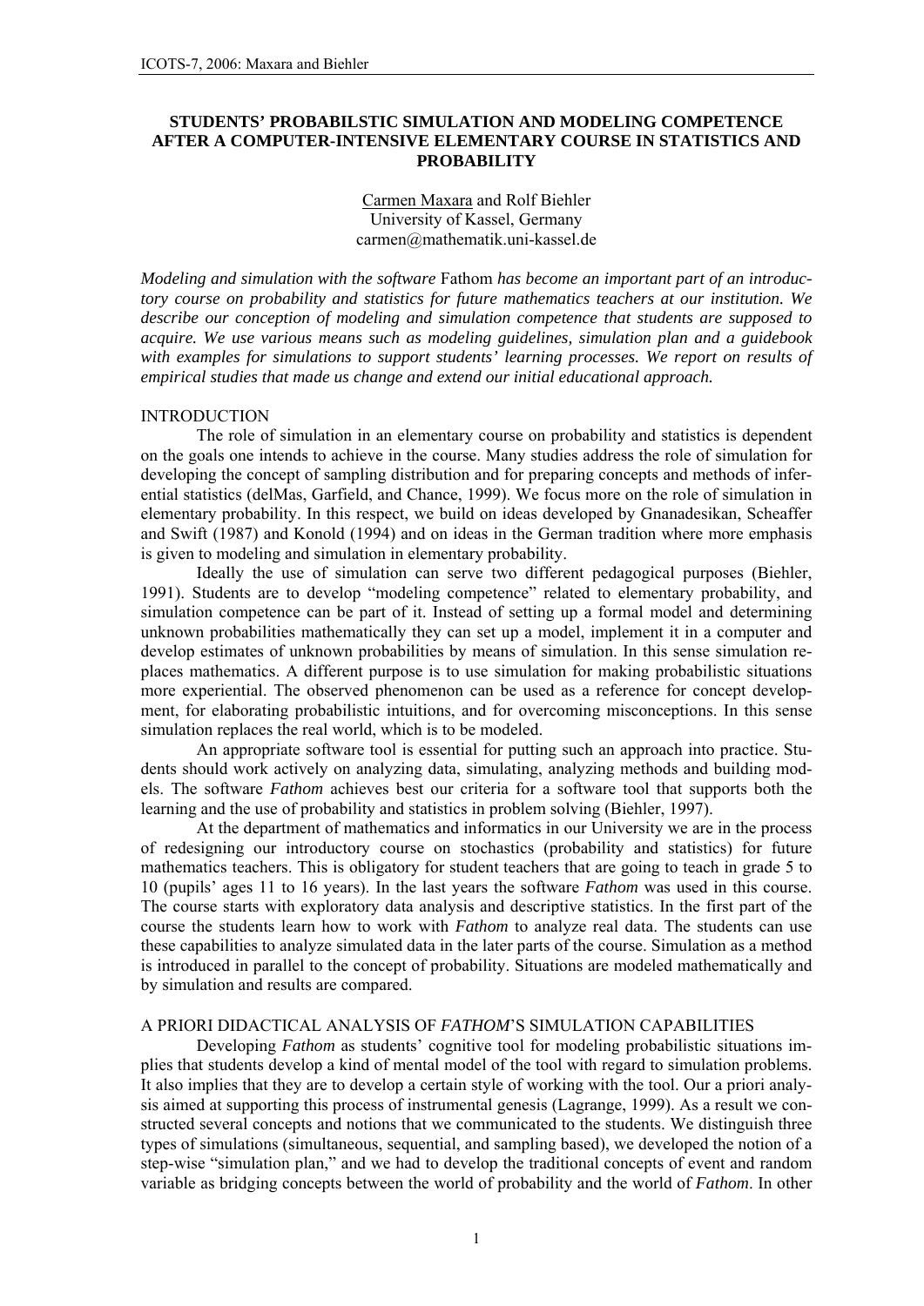# STUDENTS' PROBABILSTIC SIMULATION AND MODELING COMPETENCE AFTER A COMPUTER-INTENSIVE ELEMENTARY COURSE IN STATISTICS AND PROBABILITY

Carmen Maxara and Rolf Biehler  
University of Kassel, Germany  
carmen@mathematik.uni-kassel.de

*Modeling and simulation with the software* Fathom *has become an important part of an introductory course on probability and statistics for future mathematics teachers at our institution. We describe our conception of modeling and simulation competence that students are supposed to acquire. We use various means such as modeling guidelines, simulation plan and a guidebook with examples for simulations to support students' learning processes. We report on results of empirical studies that made us change and extend our initial educational approach.*

## INTRODUCTION

The role of simulation in an elementary course on probability and statistics is dependent on the goals one intends to achieve in the course. Many studies address the role of simulation for developing the concept of sampling distribution and for preparing concepts and methods of inferential statistics (delMas, Garfield, and Chance, 1999). We focus more on the role of simulation in elementary probability. In this respect, we build on ideas developed by Gnanadesikan, Scheaffer and Swift (1987) and Konold (1994) and on ideas in the German tradition where more emphasis is given to modeling and simulation in elementary probability.

Ideally the use of simulation can serve two different pedagogical purposes (Biehler, 1991). Students are to develop "modeling competence" related to elementary probability, and simulation competence can be part of it. Instead of setting up a formal model and determining unknown probabilities mathematically they can set up a model, implement it in a computer and develop estimates of unknown probabilities by means of simulation. In this sense simulation replaces mathematics. A different purpose is to use simulation for making probabilistic situations more experiential. The observed phenomenon can be used as a reference for concept development, for elaborating probabilistic intuitions, and for overcoming misconceptions. In this sense simulation replaces the real world, which is to be modeled.

An appropriate software tool is essential for putting such an approach into practice. Students should work actively on analyzing data, simulating, analyzing methods and building models. The software *Fathom* achieves best our criteria for a software tool that supports both the learning and the use of probability and statistics in problem solving (Biehler, 1997).

At the department of mathematics and informatics in our University we are in the process of redesigning our introductory course on stochastics (probability and statistics) for future mathematics teachers. This is obligatory for student teachers that are going to teach in grade 5 to 10 (pupils' ages 11 to 16 years). In the last years the software *Fathom* was used in this course. The course starts with exploratory data analysis and descriptive statistics. In the first part of the course the students learn how to work with *Fathom* to analyze real data. The students can use these capabilities to analyze simulated data in the later parts of the course. Simulation as a method is introduced in parallel to the concept of probability. Situations are modeled mathematically and by simulation and results are compared.

## A PRIORI DIDACTICAL ANALYSIS OF *FATHOM*'S SIMULATION CAPABILITIES

Developing *Fathom* as students' cognitive tool for modeling probabilistic situations implies that students develop a kind of mental model of the tool with regard to simulation problems. It also implies that they are to develop a certain style of working with the tool. Our a priori analysis aimed at supporting this process of instrumental genesis (Lagrange, 1999). As a result we constructed several concepts and notions that we communicated to the students. We distinguish three types of simulations (simultaneous, sequential, and sampling based), we developed the notion of a step-wise "simulation plan," and we had to develop the traditional concepts of event and random variable as bridging concepts between the world of probability and the world of *Fathom*. In other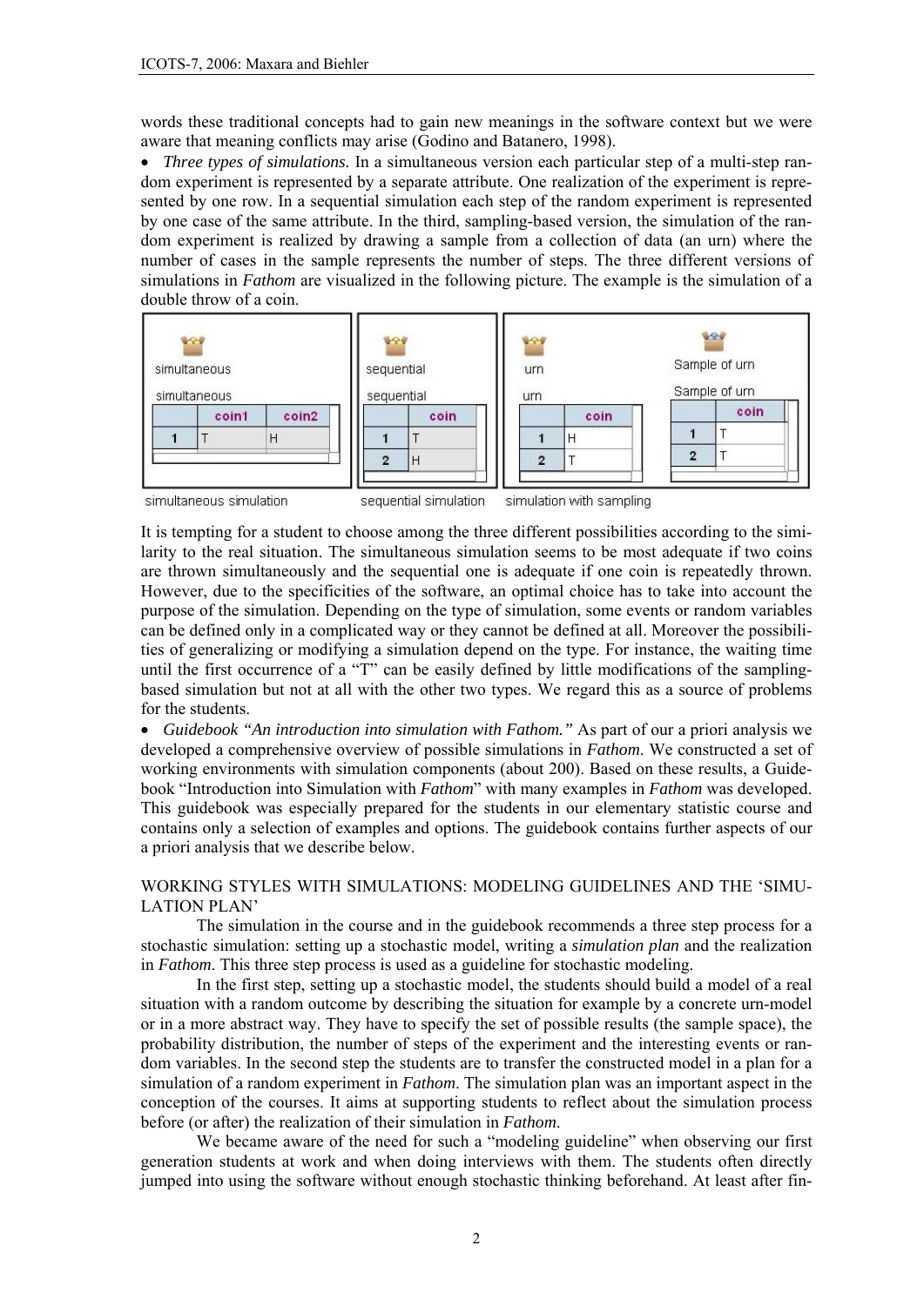words these traditional concepts had to gain new meanings in the software context but we were aware that meaning conflicts may arise (Godino and Batanero, 1998).

- *Three types of simulations.* In a simultaneous version each particular step of a multi-step random experiment is represented by a separate attribute. One realization of the experiment is represented by one row. In a sequential simulation each step of the random experiment is represented by one case of the same attribute. In the third, sampling-based version, the simulation of the random experiment is realized by drawing a sample from a collection of data (an urn) where the number of cases in the sample represents the number of steps. The three different versions of simulations in *Fathom* are visualized in the following picture. The example is the simulation of a double throw of a coin.

simultaneous

| | coin1 | coin2 |
|---|---|---|
| 1 | T | H |

sequential

| | coin |
|---|---|
| 1 | T |
| 2 | H |

urn

| | coin |
|---|---|
| 1 | H |
| 2 | T |

Sample of urn

| | coin |
|---|---|
| 1 | T |
| 2 | T |

simultaneous simulation    sequential simulation    simulation with sampling

It is tempting for a student to choose among the three different possibilities according to the similarity to the real situation. The simultaneous simulation seems to be most adequate if two coins are thrown simultaneously and the sequential one is adequate if one coin is repeatedly thrown. However, due to the specificities of the software, an optimal choice has to take into account the purpose of the simulation. Depending on the type of simulation, some events or random variables can be defined only in a complicated way or they cannot be defined at all. Moreover the possibilities of generalizing or modifying a simulation depend on the type. For instance, the waiting time until the first occurrence of a "T" can be easily defined by little modifications of the sampling-based simulation but not at all with the other two types. We regard this as a source of problems for the students.

- *Guidebook "An introduction into simulation with Fathom."* As part of our a priori analysis we developed a comprehensive overview of possible simulations in *Fathom*. We constructed a set of working environments with simulation components (about 200). Based on these results, a Guidebook "Introduction into Simulation with *Fathom*" with many examples in *Fathom* was developed. This guidebook was especially prepared for the students in our elementary statistic course and contains only a selection of examples and options. The guidebook contains further aspects of our a priori analysis that we describe below.

## WORKING STYLES WITH SIMULATIONS: MODELING GUIDELINES AND THE 'SIMULATION PLAN'

The simulation in the course and in the guidebook recommends a three step process for a stochastic simulation: setting up a stochastic model, writing a *simulation plan* and the realization in *Fathom*. This three step process is used as a guideline for stochastic modeling.

In the first step, setting up a stochastic model, the students should build a model of a real situation with a random outcome by describing the situation for example by a concrete urn-model or in a more abstract way. They have to specify the set of possible results (the sample space), the probability distribution, the number of steps of the experiment and the interesting events or random variables. In the second step the students are to transfer the constructed model in a plan for a simulation of a random experiment in *Fathom*. The simulation plan was an important aspect in the conception of the courses. It aims at supporting students to reflect about the simulation process before (or after) the realization of their simulation in *Fathom*.

We became aware of the need for such a "modeling guideline" when observing our first generation students at work and when doing interviews with them. The students often directly jumped into using the software without enough stochastic thinking beforehand. At least after fin-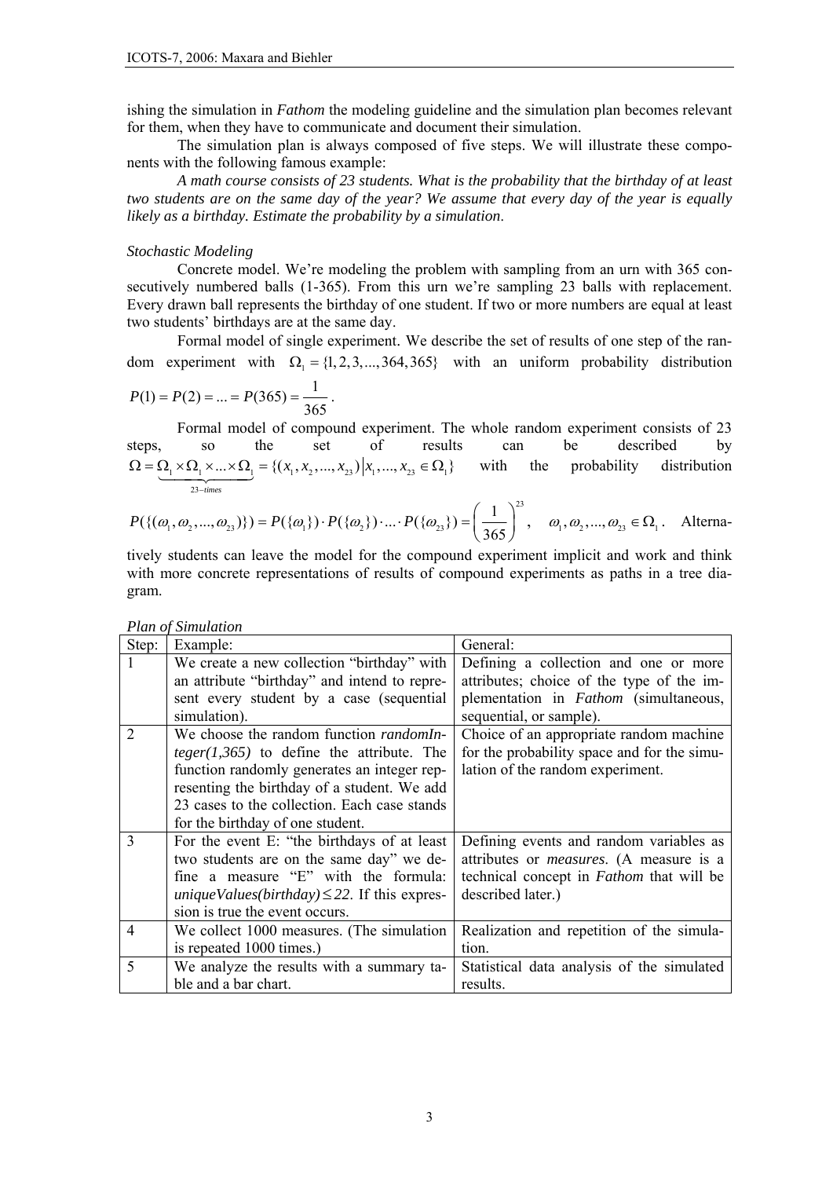ishing the simulation in *Fathom* the modeling guideline and the simulation plan becomes relevant for them, when they have to communicate and document their simulation.

The simulation plan is always composed of five steps. We will illustrate these components with the following famous example:

*A math course consists of 23 students. What is the probability that the birthday of at least two students are on the same day of the year? We assume that every day of the year is equally likely as a birthday. Estimate the probability by a simulation*.

*Stochastic Modeling*

Concrete model. We're modeling the problem with sampling from an urn with 365 consecutively numbered balls (1-365). From this urn we're sampling 23 balls with replacement. Every drawn ball represents the birthday of one student. If two or more numbers are equal at least two students' birthdays are at the same day.

Formal model of single experiment. We describe the set of results of one step of the random experiment with $\Omega_1 = \{1, 2, 3, ..., 364, 365\}$ with an uniform probability distribution $P(1) = P(2) = ... = P(365) = \frac{1}{365}$.

Formal model of compound experiment. The whole random experiment consists of 23 steps, so the set of results can be described by $\Omega = \underbrace{\Omega_1 \times \Omega_1 \times ... \times \Omega_1}_{23-times} = \{(x_1, x_2, ..., x_{23}) \,|\, x_1, ..., x_{23} \in \Omega_1\}$ with the probability distribution

$P(\{(\omega_1, \omega_2, ..., \omega_{23})\}) = P(\{\omega_1\}) \cdot P(\{\omega_2\}) \cdot ... \cdot P(\{\omega_{23}\}) = \left(\frac{1}{365}\right)^{23}, \quad \omega_1, \omega_2, ..., \omega_{23} \in \Omega_1$. Alternatively students can leave the model for the compound experiment implicit and work and think with more concrete representations of results of compound experiments as paths in a tree diagram.

*Plan of Simulation*

| Step: | Example: | General: |
|---|---|---|
| 1 | We create a new collection "birthday" with an attribute "birthday" and intend to represent every student by a case (sequential simulation). | Defining a collection and one or more attributes; choice of the type of the implementation in *Fathom* (simultaneous, sequential, or sample). |
| 2 | We choose the random function *randomInteger(1,365)* to define the attribute. The function randomly generates an integer representing the birthday of a student. We add 23 cases to the collection. Each case stands for the birthday of one student. | Choice of an appropriate random machine for the probability space and for the simulation of the random experiment. |
| 3 | For the event E: "the birthdays of at least two students are on the same day" we define a measure "E" with the formula: *uniqueValues(birthday)* $\leq$ *22*. If this expression is true the event occurs. | Defining events and random variables as attributes or *measures*. (A measure is a technical concept in *Fathom* that will be described later.) |
| 4 | We collect 1000 measures. (The simulation is repeated 1000 times.) | Realization and repetition of the simulation. |
| 5 | We analyze the results with a summary table and a bar chart. | Statistical data analysis of the simulated results. |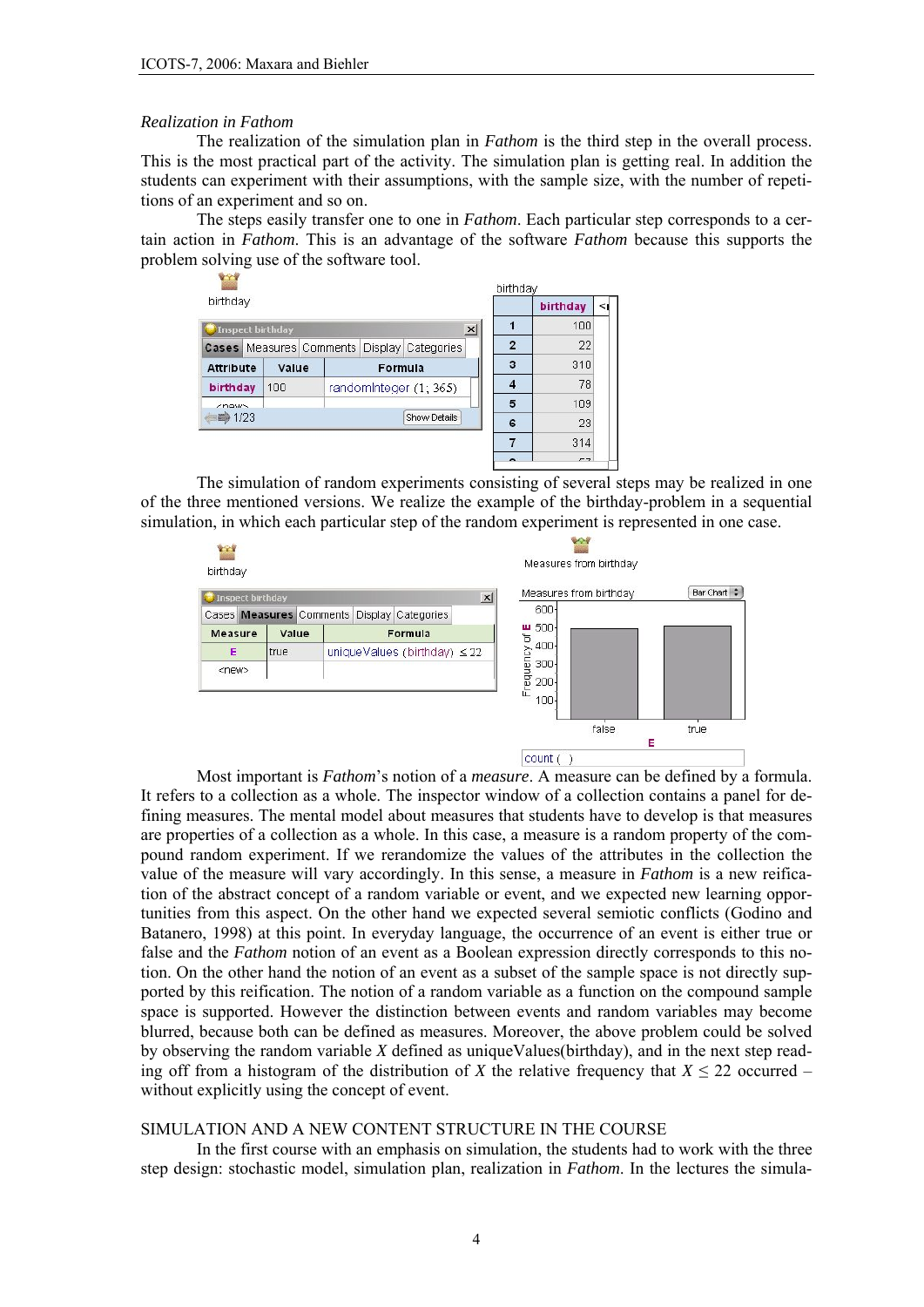*Realization in Fathom*

The realization of the simulation plan in *Fathom* is the third step in the overall process. This is the most practical part of the activity. The simulation plan is getting real. In addition the students can experiment with their assumptions, with the sample size, with the number of repetitions of an experiment and so on.

The steps easily transfer one to one in *Fathom*. Each particular step corresponds to a certain action in *Fathom*. This is an advantage of the software *Fathom* because this supports the problem solving use of the software tool.

The simulation of random experiments consisting of several steps may be realized in one of the three mentioned versions. We realize the example of the birthday-problem in a sequential simulation, in which each particular step of the random experiment is represented in one case.

Most important is *Fathom*'s notion of a *measure*. A measure can be defined by a formula. It refers to a collection as a whole. The inspector window of a collection contains a panel for defining measures. The mental model about measures that students have to develop is that measures are properties of a collection as a whole. In this case, a measure is a random property of the compound random experiment. If we rerandomize the values of the attributes in the collection the value of the measure will vary accordingly. In this sense, a measure in *Fathom* is a new reification of the abstract concept of a random variable or event, and we expected new learning opportunities from this aspect. On the other hand we expected several semiotic conflicts (Godino and Batanero, 1998) at this point. In everyday language, the occurrence of an event is either true or false and the *Fathom* notion of an event as a Boolean expression directly corresponds to this notion. On the other hand the notion of an event as a subset of the sample space is not directly supported by this reification. The notion of a random variable as a function on the compound sample space is supported. However the distinction between events and random variables may become blurred, because both can be defined as measures. Moreover, the above problem could be solved by observing the random variable $X$ defined as uniqueValues(birthday), and in the next step reading off from a histogram of the distribution of $X$ the relative frequency that $X \leq 22$ occurred – without explicitly using the concept of event.

## SIMULATION AND A NEW CONTENT STRUCTURE IN THE COURSE

In the first course with an emphasis on simulation, the students had to work with the three step design: stochastic model, simulation plan, realization in *Fathom*. In the lectures the simula-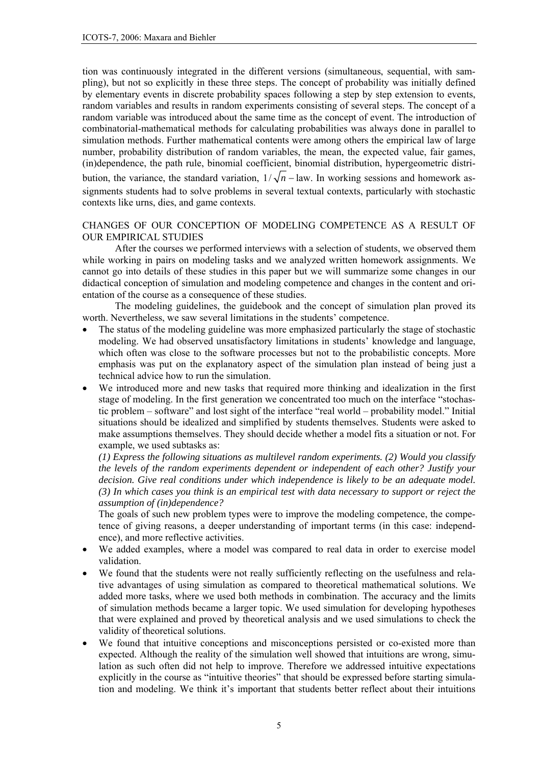tion was continuously integrated in the different versions (simultaneous, sequential, with sampling), but not so explicitly in these three steps. The concept of probability was initially defined by elementary events in discrete probability spaces following a step by step extension to events, random variables and results in random experiments consisting of several steps. The concept of a random variable was introduced about the same time as the concept of event. The introduction of combinatorial-mathematical methods for calculating probabilities was always done in parallel to simulation methods. Further mathematical contents were among others the empirical law of large number, probability distribution of random variables, the mean, the expected value, fair games, (in)dependence, the path rule, binomial coefficient, binomial distribution, hypergeometric distribution, the variance, the standard variation, $1/\sqrt{n}$ – law. In working sessions and homework assignments students had to solve problems in several textual contexts, particularly with stochastic contexts like urns, dies, and game contexts.

## CHANGES OF OUR CONCEPTION OF MODELING COMPETENCE AS A RESULT OF OUR EMPIRICAL STUDIES

After the courses we performed interviews with a selection of students, we observed them while working in pairs on modeling tasks and we analyzed written homework assignments. We cannot go into details of these studies in this paper but we will summarize some changes in our didactical conception of simulation and modeling competence and changes in the content and orientation of the course as a consequence of these studies.

The modeling guidelines, the guidebook and the concept of simulation plan proved its worth. Nevertheless, we saw several limitations in the students' competence.

- The status of the modeling guideline was more emphasized particularly the stage of stochastic modeling. We had observed unsatisfactory limitations in students' knowledge and language, which often was close to the software processes but not to the probabilistic concepts. More emphasis was put on the explanatory aspect of the simulation plan instead of being just a technical advice how to run the simulation.
- We introduced more and new tasks that required more thinking and idealization in the first stage of modeling. In the first generation we concentrated too much on the interface "stochastic problem – software" and lost sight of the interface "real world – probability model." Initial situations should be idealized and simplified by students themselves. Students were asked to make assumptions themselves. They should decide whether a model fits a situation or not. For example, we used subtasks as:

  *(1) Express the following situations as multilevel random experiments. (2) Would you classify the levels of the random experiments dependent or independent of each other? Justify your decision. Give real conditions under which independence is likely to be an adequate model. (3) In which cases you think is an empirical test with data necessary to support or reject the assumption of (in)dependence?*

  The goals of such new problem types were to improve the modeling competence, the competence of giving reasons, a deeper understanding of important terms (in this case: independence), and more reflective activities.
- We added examples, where a model was compared to real data in order to exercise model validation.
- We found that the students were not really sufficiently reflecting on the usefulness and relative advantages of using simulation as compared to theoretical mathematical solutions. We added more tasks, where we used both methods in combination. The accuracy and the limits of simulation methods became a larger topic. We used simulation for developing hypotheses that were explained and proved by theoretical analysis and we used simulations to check the validity of theoretical solutions.
- We found that intuitive conceptions and misconceptions persisted or co-existed more than expected. Although the reality of the simulation well showed that intuitions are wrong, simulation as such often did not help to improve. Therefore we addressed intuitive expectations explicitly in the course as "intuitive theories" that should be expressed before starting simulation and modeling. We think it's important that students better reflect about their intuitions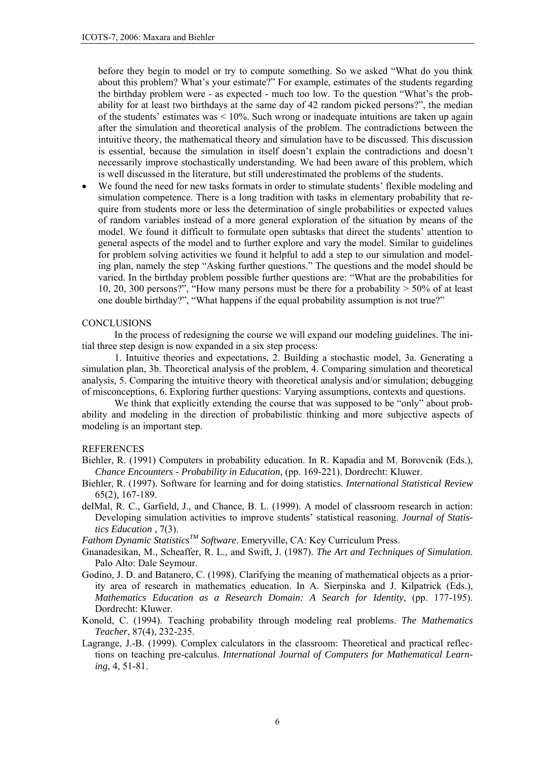before they begin to model or try to compute something. So we asked "What do you think about this problem? What's your estimate?" For example, estimates of the students regarding the birthday problem were - as expected - much too low. To the question "What's the probability for at least two birthdays at the same day of 42 random picked persons?", the median of the students' estimates was < 10%. Such wrong or inadequate intuitions are taken up again after the simulation and theoretical analysis of the problem. The contradictions between the intuitive theory, the mathematical theory and simulation have to be discussed. This discussion is essential, because the simulation in itself doesn't explain the contradictions and doesn't necessarily improve stochastically understanding. We had been aware of this problem, which is well discussed in the literature, but still underestimated the problems of the students.

- We found the need for new tasks formats in order to stimulate students' flexible modeling and simulation competence. There is a long tradition with tasks in elementary probability that require from students more or less the determination of single probabilities or expected values of random variables instead of a more general exploration of the situation by means of the model. We found it difficult to formulate open subtasks that direct the students' attention to general aspects of the model and to further explore and vary the model. Similar to guidelines for problem solving activities we found it helpful to add a step to our simulation and modeling plan, namely the step "Asking further questions." The questions and the model should be varied. In the birthday problem possible further questions are: "What are the probabilities for 10, 20, 300 persons?", "How many persons must be there for a probability > 50% of at least one double birthday?", "What happens if the equal probability assumption is not true?"

## CONCLUSIONS

In the process of redesigning the course we will expand our modeling guidelines. The initial three step design is now expanded in a six step process:

1. Intuitive theories and expectations, 2. Building a stochastic model, 3a. Generating a simulation plan, 3b. Theoretical analysis of the problem, 4. Comparing simulation and theoretical analysis, 5. Comparing the intuitive theory with theoretical analysis and/or simulation; debugging of misconceptions, 6. Exploring further questions: Varying assumptions, contexts and questions.

We think that explicitly extending the course that was supposed to be "only" about probability and modeling in the direction of probabilistic thinking and more subjective aspects of modeling is an important step.

## REFERENCES

Biehler, R. (1991) Computers in probability education. In R. Kapadia and M. Borovcnik (Eds.), *Chance Encounters - Probability in Education*, (pp. 169-221). Dordrecht: Kluwer.

Biehler, R. (1997). Software for learning and for doing statistics. *International Statistical Review* 65(2), 167-189.

delMal, R. C., Garfield, J., and Chance, B. L. (1999). A model of classroom research in action: Developing simulation activities to improve students' statistical reasoning. *Journal of Statistics Education* , 7(3).

*Fathom Dynamic Statistics™ Software*. Emeryville, CA: Key Curriculum Press.

Gnanadesikan, M., Scheaffer, R. L., and Swift, J. (1987). *The Art and Techniques of Simulation*. Palo Alto: Dale Seymour.

Godino, J. D. and Batanero, C. (1998). Clarifying the meaning of mathematical objects as a priority area of research in mathematics education. In A. Sierpinska and J. Kilpatrick (Eds.), *Mathematics Education as a Research Domain: A Search for Identity*, (pp. 177-195). Dordrecht: Kluwer.

Konold, C. (1994). Teaching probability through modeling real problems. *The Mathematics Teacher*, 87(4), 232-235.

Lagrange, J.-B. (1999). Complex calculators in the classroom: Theoretical and practical reflections on teaching pre-calculus. *International Journal of Computers for Mathematical Learning*, 4, 51-81.